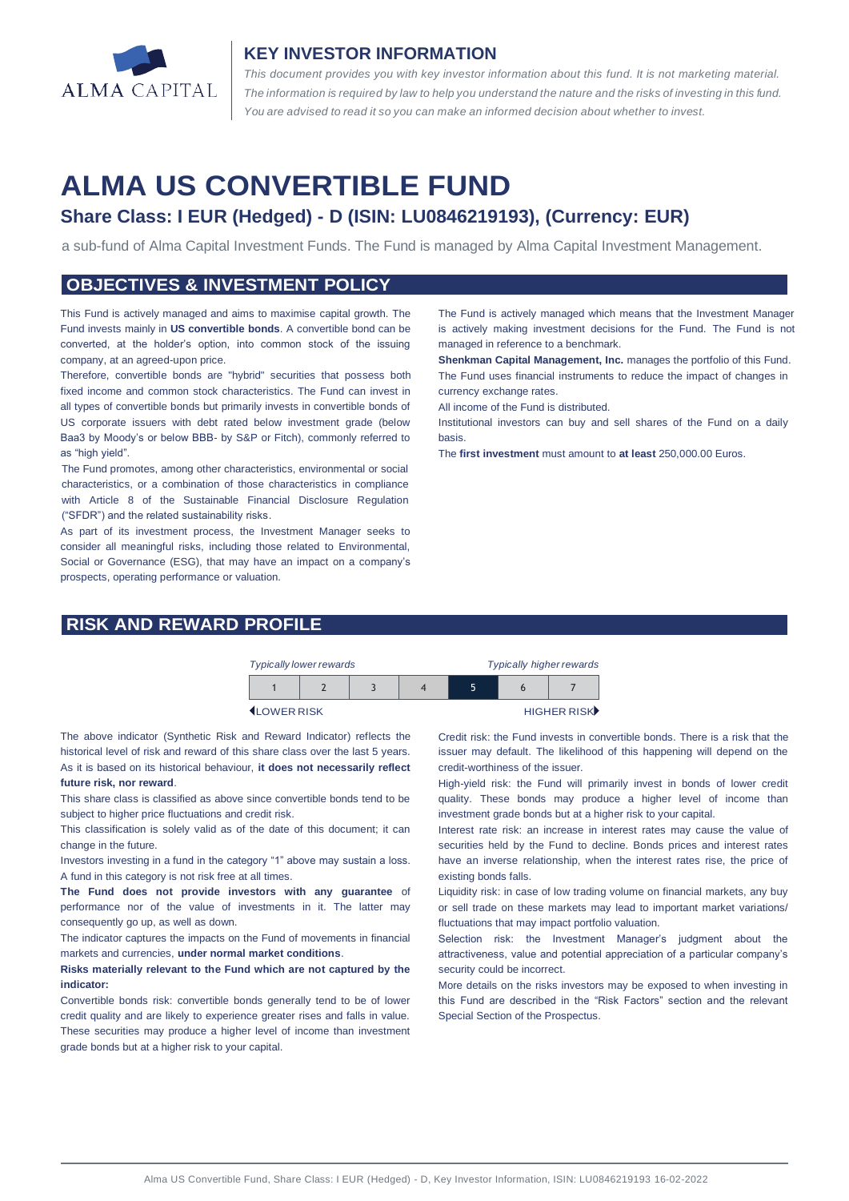ALMA CAPITAL

## KEY INVESTOR INFORMATION

*This document provides you with key investor information about this fund. It is not marketing material. The information is required by law to help you understand the nature and the risks of investing in this fund. You are advised to read it so you can make an informed decision about whether to invest.*

# ALMA US CONVERTIBLE FUND

### Share Class: I EUR (Hedged) - D (ISIN: LU0846219193), (Currency: EUR)

a sub-fund of Alma Capital Investment Funds. The Fund is managed by Alma Capital Investment Management.

## OBJECTIVES & INVESTMENT POLICY

This Fund is actively managed and aims to maximise capital growth. The Fund invests mainly in **US convertible bonds**. A convertible bond can be converted, at the holder's option, into common stock of the issuing company, at an agreed-upon price.

Therefore, convertible bonds are "hybrid" securities that possess both fixed income and common stock characteristics. The Fund can invest in all types of convertible bonds but primarily invests in convertible bonds of US corporate issuers with debt rated below investment grade (below Baa3 by Moody's or below BBB- by S&P or Fitch), commonly referred to as "high yield".

The Fund promotes, among other characteristics, environmental or social characteristics, or a combination of those characteristics in compliance with Article 8 of the Sustainable Financial Disclosure Regulation ("SFDR") and the related sustainability risks.

As part of its investment process, the Investment Manager seeks to consider all meaningful risks, including those related to Environmental, Social or Governance (ESG), that may have an impact on a company's prospects, operating performance or valuation.

The Fund is actively managed which means that the Investment Manager is actively making investment decisions for the Fund. The Fund is not managed in reference to a benchmark.

**Shenkman Capital Management, Inc.** manages the portfolio of this Fund.

The Fund uses financial instruments to reduce the impact of changes in currency exchange rates.

All income of the Fund is distributed.

Institutional investors can buy and sell shares of the Fund on a daily basis.

The **first investment** must amount to **at least** 250,000.00 Euros.

## RISK AND REWARD PROFILE

*Typically lower rewards* — *Typically higher rewards*

| 1 | 2 | 3 | 4 | **5** | 6 | 7 |
|---|---|---|---|---|---|---|

LOWER RISK — HIGHER RISK

The above indicator (Synthetic Risk and Reward Indicator) reflects the historical level of risk and reward of this share class over the last 5 years. As it is based on its historical behaviour, **it does not necessarily reflect future risk, nor reward**.

This share class is classified as above since convertible bonds tend to be subject to higher price fluctuations and credit risk.

This classification is solely valid as of the date of this document; it can change in the future.

Investors investing in a fund in the category "1" above may sustain a loss. A fund in this category is not risk free at all times.

**The Fund does not provide investors with any guarantee** of performance nor of the value of investments in it. The latter may consequently go up, as well as down.

The indicator captures the impacts on the Fund of movements in financial markets and currencies, **under normal market conditions**.

**Risks materially relevant to the Fund which are not captured by the indicator:**

Convertible bonds risk: convertible bonds generally tend to be of lower credit quality and are likely to experience greater rises and falls in value. These securities may produce a higher level of income than investment grade bonds but at a higher risk to your capital.

Credit risk: the Fund invests in convertible bonds. There is a risk that the issuer may default. The likelihood of this happening will depend on the credit-worthiness of the issuer.

High-yield risk: the Fund will primarily invest in bonds of lower credit quality. These bonds may produce a higher level of income than investment grade bonds but at a higher risk to your capital.

Interest rate risk: an increase in interest rates may cause the value of securities held by the Fund to decline. Bonds prices and interest rates have an inverse relationship, when the interest rates rise, the price of existing bonds falls.

Liquidity risk: in case of low trading volume on financial markets, any buy or sell trade on these markets may lead to important market variations/ fluctuations that may impact portfolio valuation.

Selection risk: the Investment Manager's judgment about the attractiveness, value and potential appreciation of a particular company's security could be incorrect.

More details on the risks investors may be exposed to when investing in this Fund are described in the "Risk Factors" section and the relevant Special Section of the Prospectus.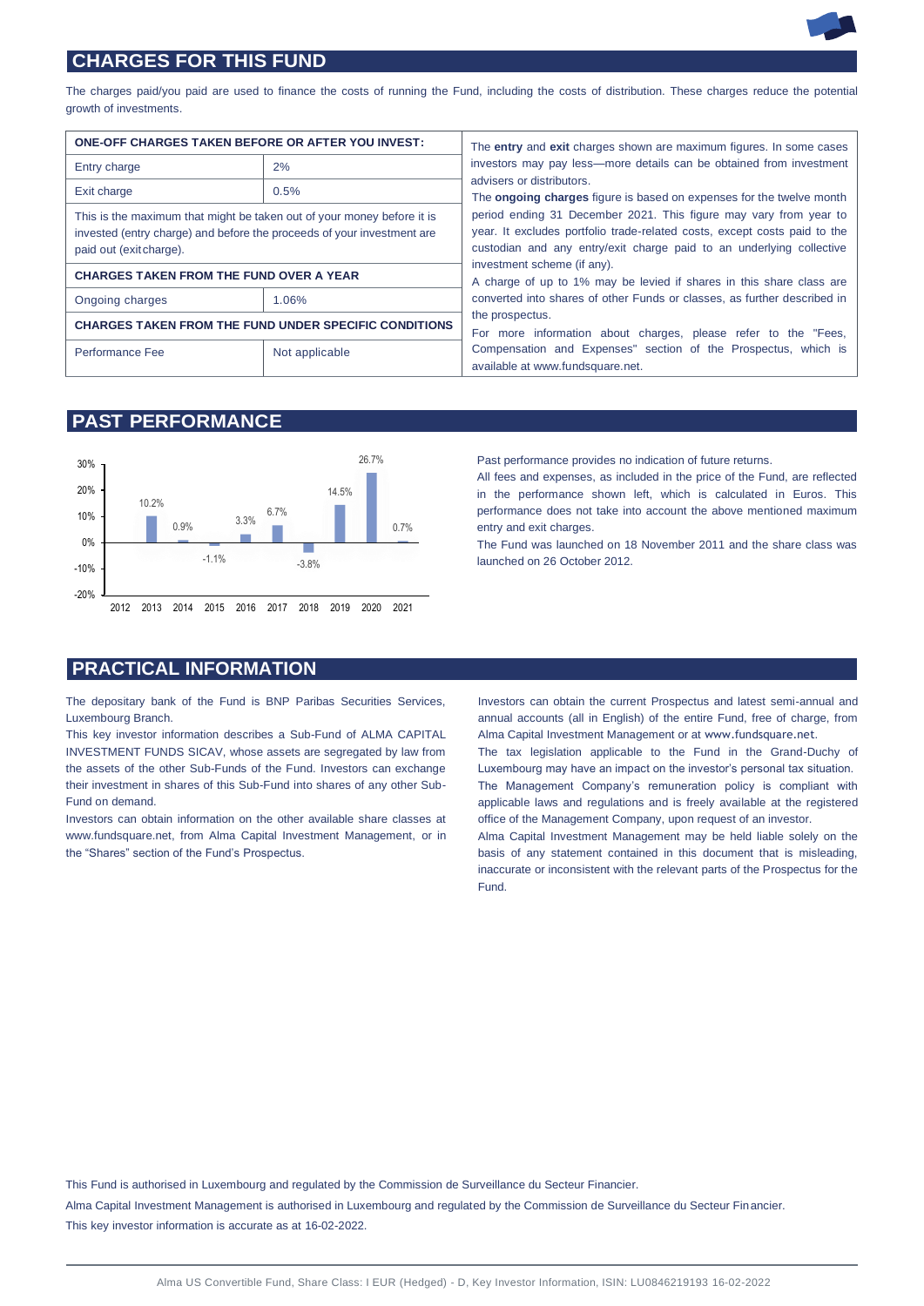## CHARGES FOR THIS FUND

The charges paid/you paid are used to finance the costs of running the Fund, including the costs of distribution. These charges reduce the potential growth of investments.

| ONE-OFF CHARGES TAKEN BEFORE OR AFTER YOU INVEST: | |
|---|---|
| Entry charge | 2% |
| Exit charge | 0.5% |
| This is the maximum that might be taken out of your money before it is invested (entry charge) and before the proceeds of your investment are paid out (exit charge). | |
| **CHARGES TAKEN FROM THE FUND OVER A YEAR** | |
| Ongoing charges | 1.06% |
| **CHARGES TAKEN FROM THE FUND UNDER SPECIFIC CONDITIONS** | |
| Performance Fee | Not applicable |

The **entry** and **exit** charges shown are maximum figures. In some cases investors may pay less—more details can be obtained from investment advisers or distributors.

The **ongoing charges** figure is based on expenses for the twelve month period ending 31 December 2021. This figure may vary from year to year. It excludes portfolio trade-related costs, except costs paid to the custodian and any entry/exit charge paid to an underlying collective investment scheme (if any).

A charge of up to 1% may be levied if shares in this share class are converted into shares of other Funds or classes, as further described in the prospectus.

For more information about charges, please refer to the "Fees, Compensation and Expenses" section of the Prospectus, which is available at www.fundsquare.net.

## PAST PERFORMANCE

30%
20%
10%
0%
-10%
-20%

10.2%
0.9%
-1.1%
3.3%
6.7%
-3.8%
14.5%
26.7%
0.7%

2012 2013 2014 2015 2016 2017 2018 2019 2020 2021

Past performance provides no indication of future returns.

All fees and expenses, as included in the price of the Fund, are reflected in the performance shown left, which is calculated in Euros. This performance does not take into account the above mentioned maximum entry and exit charges.

The Fund was launched on 18 November 2011 and the share class was launched on 26 October 2012.

## PRACTICAL INFORMATION

The depositary bank of the Fund is BNP Paribas Securities Services, Luxembourg Branch.

This key investor information describes a Sub-Fund of ALMA CAPITAL INVESTMENT FUNDS SICAV, whose assets are segregated by law from the assets of the other Sub-Funds of the Fund. Investors can exchange their investment in shares of this Sub-Fund into shares of any other Sub-Fund on demand.

Investors can obtain information on the other available share classes at www.fundsquare.net, from Alma Capital Investment Management, or in the "Shares" section of the Fund's Prospectus.

Investors can obtain the current Prospectus and latest semi-annual and annual accounts (all in English) of the entire Fund, free of charge, from Alma Capital Investment Management or at www.fundsquare.net.

The tax legislation applicable to the Fund in the Grand-Duchy of Luxembourg may have an impact on the investor's personal tax situation.

The Management Company's remuneration policy is compliant with applicable laws and regulations and is freely available at the registered office of the Management Company, upon request of an investor.

Alma Capital Investment Management may be held liable solely on the basis of any statement contained in this document that is misleading, inaccurate or inconsistent with the relevant parts of the Prospectus for the Fund.

This Fund is authorised in Luxembourg and regulated by the Commission de Surveillance du Secteur Financier.

Alma Capital Investment Management is authorised in Luxembourg and regulated by the Commission de Surveillance du Secteur Financier.

This key investor information is accurate as at 16-02-2022.